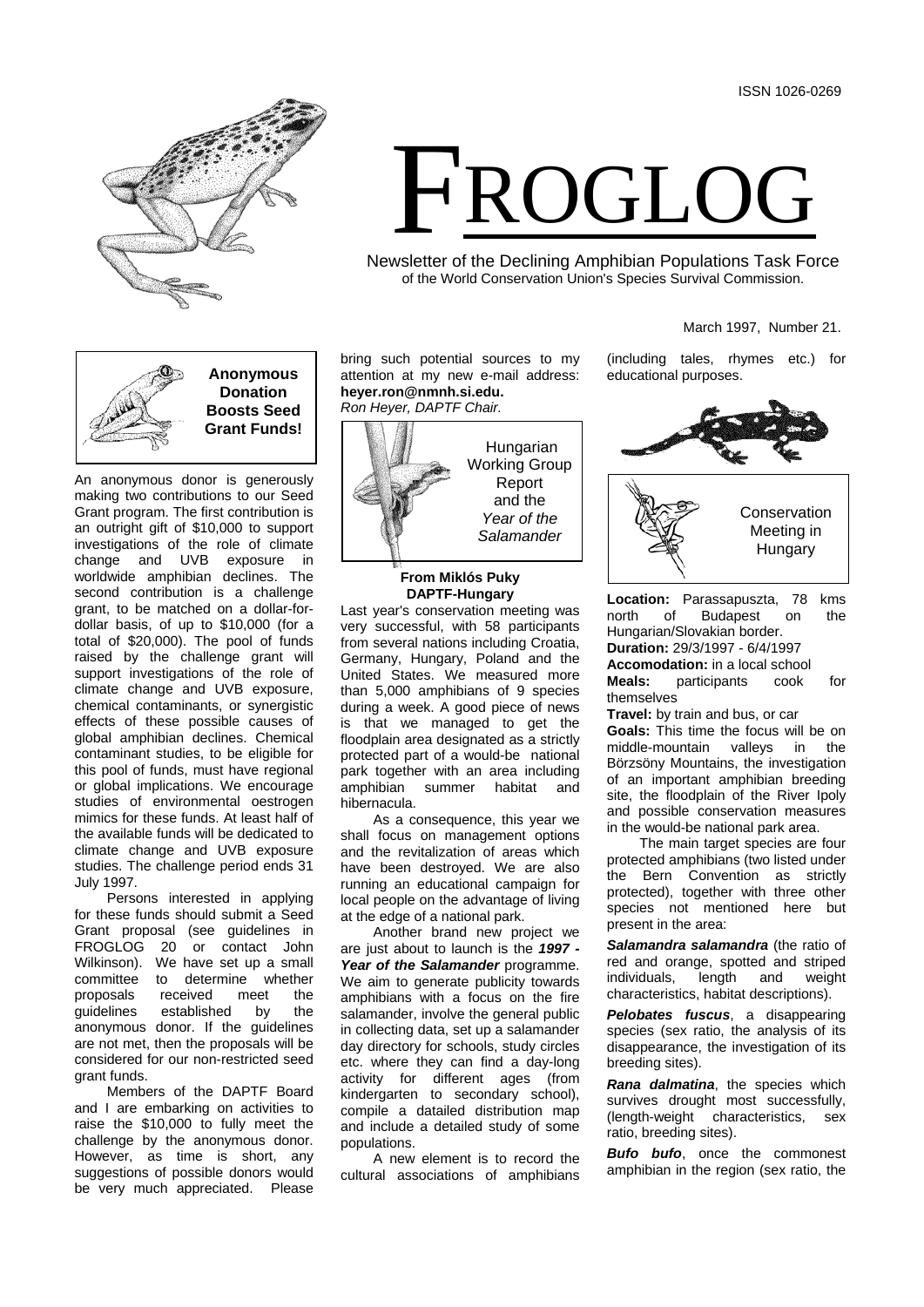ISSN 1026-0269

# FROGLOG

Newsletter of the Declining Amphibian Populations Task Force
of the World Conservation Union's Species Survival Commission.

March 1997, Number 21.

## Anonymous Donation Boosts Seed Grant Funds!

An anonymous donor is generously making two contributions to our Seed Grant program. The first contribution is an outright gift of $10,000 to support investigations of the role of climate change and UVB exposure in worldwide amphibian declines. The second contribution is a challenge grant, to be matched on a dollar-for-dollar basis, of up to $10,000 (for a total of $20,000). The pool of funds raised by the challenge grant will support investigations of the role of climate change and UVB exposure, chemical contaminants, or synergistic effects of these possible causes of global amphibian declines. Chemical contaminant studies, to be eligible for this pool of funds, must have regional or global implications. We encourage studies of environmental oestrogen mimics for these funds. At least half of the available funds will be dedicated to climate change and UVB exposure studies. The challenge period ends 31 July 1997.

Persons interested in applying for these funds should submit a Seed Grant proposal (see guidelines in FROGLOG 20 or contact John Wilkinson). We have set up a small committee to determine whether proposals received meet the guidelines established by the anonymous donor. If the guidelines are not met, then the proposals will be considered for our non-restricted seed grant funds.

Members of the DAPTF Board and I are embarking on activities to raise the $10,000 to fully meet the challenge by the anonymous donor. However, as time is short, any suggestions of possible donors would be very much appreciated. Please bring such potential sources to my attention at my new e-mail address: **heyer.ron@nmnh.si.edu.**
*Ron Heyer, DAPTF Chair.*

## Hungarian Working Group Report and the *Year of the Salamander*

**From Miklós Puky**
**DAPTF-Hungary**

Last year's conservation meeting was very successful, with 58 participants from several nations including Croatia, Germany, Hungary, Poland and the United States. We measured more than 5,000 amphibians of 9 species during a week. A good piece of news is that we managed to get the floodplain area designated as a strictly protected part of a would-be national park together with an area including amphibian summer habitat and hibernacula.

As a consequence, this year we shall focus on management options and the revitalization of areas which have been destroyed. We are also running an educational campaign for local people on the advantage of living at the edge of a national park.

Another brand new project we are just about to launch is the ***1997 - Year of the Salamander*** programme. We aim to generate publicity towards amphibians with a focus on the fire salamander, involve the general public in collecting data, set up a salamander day directory for schools, study circles etc. where they can find a day-long activity for different ages (from kindergarten to secondary school), compile a datailed distribution map and include a detailed study of some populations.

A new element is to record the cultural associations of amphibians (including tales, rhymes etc.) for educational purposes.

## Conservation Meeting in Hungary

**Location:** Parassapuszta, 78 kms north of Budapest on the Hungarian/Slovakian border.
**Duration:** 29/3/1997 - 6/4/1997
**Accomodation:** in a local school
**Meals:** participants cook for themselves
**Travel:** by train and bus, or car
**Goals:** This time the focus will be on middle-mountain valleys in the Börzsöny Mountains, the investigation of an important amphibian breeding site, the floodplain of the River Ipoly and possible conservation measures in the would-be national park area.

The main target species are four protected amphibians (two listed under the Bern Convention as strictly protected), together with three other species not mentioned here but present in the area:

***Salamandra salamandra*** (the ratio of red and orange, spotted and striped individuals, length and weight characteristics, habitat descriptions).

***Pelobates fuscus***, a disappearing species (sex ratio, the analysis of its disappearance, the investigation of its breeding sites).

***Rana dalmatina***, the species which survives drought most successfully, (length-weight characteristics, sex ratio, breeding sites).

***Bufo bufo***, once the commonest amphibian in the region (sex ratio, the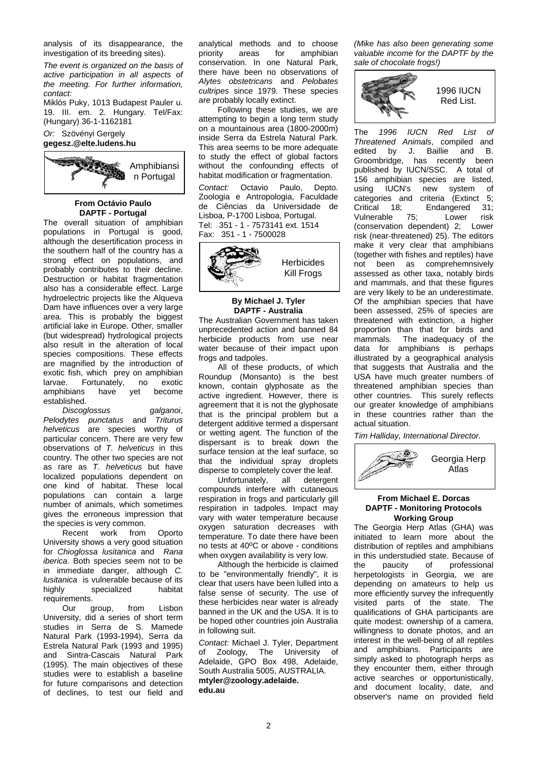analysis of its disappearance, the investigation of its breeding sites).

*The event is organized on the basis of active participation in all aspects of the meeting. For further information, contact:*

Miklós Puky, 1013 Budapest Pauler u. 19. III. em. 2. Hungary. Tel/Fax: (Hungary) 36-1-1162181

*Or:* Szövényi Gergely
**gegesz.@elte.ludens.hu**

## Amphibiansin Portugal

**From Octávio Paulo**
**DAPTF - Portugal**

The overall situation of amphibian populations in Portugal is good, although the desertification process in the southern half of the country has a strong effect on populations, and probably contributes to their decline. Destruction or habitat fragmentation also has a considerable effect. Large hydroelectric projects like the Alqueva Dam have influences over a very large area. This is probably the biggest artificial lake in Europe. Other, smaller (but widespread) hydrological projects also result in the alteration of local species compositions. These effects are magnified by the introduction of exotic fish, which prey on amphibian larvae. Fortunately, no exotic amphibians have yet become established.

*Discoglossus galganoi*, *Pelodytes punctatus* and *Triturus helveticus* are species worthy of particular concern. There are very few observations of *T. helveticus* in this country. The other two species are not as rare as *T. helveticus* but have localized populations dependent on one kind of habitat. These local populations can contain a large number of animals, which sometimes gives the erroneous impression that the species is very common.

Recent work from Oporto University shows a very good situation for *Chioglossa lusitanica* and *Rana iberica*. Both species seem not to be in immediate danger, although *C. lusitanica* is vulnerable because of its highly specialized habitat requirements.

Our group, from Lisbon University, did a series of short term studies in Serra de S. Mamede Natural Park (1993-1994), Serra da Estrela Natural Park (1993 and 1995) and Sintra-Cascais Natural Park (1995). The main objectives of these studies were to establish a baseline for future comparisons and detection of declines, to test our field and analytical methods and to choose priority areas for amphibian conservation. In one Natural Park, there have been no observations of *Alytes obstetricans* and *Pelobates cultripes* since 1979. These species are probably locally extinct.

Following these studies, we are attempting to begin a long term study on a mountainous area (1800-2000m) inside Serra da Estrela Natural Park. This area seems to be more adequate to study the effect of global factors without the confounding effects of habitat modification or fragmentation.

*Contact:* Octavio Paulo, Depto. Zoologia e Antropologia, Faculdade de Ciências da Universidade de Lisboa, P-1700 Lisboa, Portugal.
Tel: 351 - 1 - 7573141 ext. 1514
Fax: 351 - 1 - 7500028

## Herbicides Kill Frogs

**By Michael J. Tyler**
**DAPTF - Australia**

The Australian Government has taken unprecedented action and banned 84 herbicide products from use near water because of their impact upon frogs and tadpoles.

All of these products, of which Roundup (Monsanto) is the best known, contain glyphosate as the active ingredient. However, there is agreement that it is not the glyphosate that is the principal problem but a detergent additive termed a dispersant or wetting agent. The function of the dispersant is to break down the surface tension at the leaf surface, so that the individual spray droplets disperse to completely cover the leaf.

Unfortunately, all detergent compounds interfere with cutaneous respiration in frogs and particularly gill respiration in tadpoles. Impact may vary with water temperature because oxygen saturation decreases with temperature. To date there have been no tests at 40ºC or above - conditions when oxygen availability is very low.

Although the herbicide is claimed to be "environmentally friendly", it is clear that users have been lulled into a false sense of security. The use of these herbicides near water is already banned in the UK and the USA. It is to be hoped other countries join Australia in following suit.

*Contact:* Michael J. Tyler, Department of Zoology, The University of Adelaide, GPO Box 498, Adelaide, South Australia 5005, AUSTRALIA.
**mtyler@zoology.adelaide.edu.au**

*(Mike has also been generating some valuable income for the DAPTF by the sale of chocolate frogs!)*

## 1996 IUCN Red List.

The *1996 IUCN Red List of Threatened Animals*, compiled and edited by J. Baillie and B. Groombridge, has recently been published by IUCN/SSC. A total of 156 amphibian species are listed, using IUCN's new system of categories and criteria (Extinct 5; Critical 18; Endangered 31; Vulnerable 75; Lower risk (conservation dependent) 2; Lower risk (near-threatened) 25). The editors make it very clear that amphibians (together with fishes and reptiles) have not been as comprehemnsively assessed as other taxa, notably birds and mammals, and that these figures are very likely to be an underestimate. Of the amphibian species that have been assessed, 25% of species are threatened with extinction, a higher proportion than that for birds and mammals. The inadequacy of the data for amphibians is perhaps illustrated by a geographical analysis that suggests that Australia and the USA have much greater numbers of threatened amphibian species than other countries. This surely reflects our greater knowledge of amphibians in these countries rather than the actual situation.

*Tim Halliday, International Director.*

## Georgia Herp Atlas

**From Michael E. Dorcas**
**DAPTF - Monitoring Protocols Working Group**

The Georgia Herp Atlas (GHA) was initiated to learn more about the distribution of reptiles and amphibians in this understudied state. Because of the paucity of professional herpetologists in Georgia, we are depending on amateurs to help us more efficiently survey the infrequently visited parts of the state. The qualifications of GHA participants are quite modest: ownership of a camera, willingness to donate photos, and an interest in the well-being of all reptiles and amphibians. Participants are simply asked to photograph herps as they encounter them, either through active searches or opportunistically, and document locality, date, and observer's name on provided field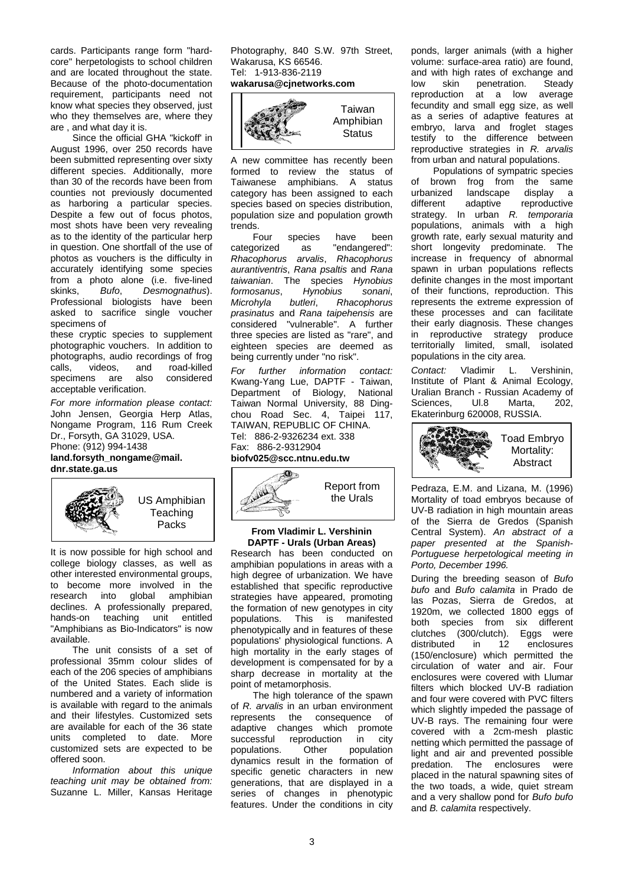cards. Participants range form "hard-core" herpetologists to school children and are located throughout the state. Because of the photo-documentation requirement, participants need not know what species they observed, just who they themselves are, where they are , and what day it is.

Since the official GHA "kickoff' in August 1996, over 250 records have been submitted representing over sixty different species. Additionally, more than 30 of the records have been from counties not previously documented as harboring a particular species. Despite a few out of focus photos, most shots have been very revealing as to the identity of the particular herp in question. One shortfall of the use of photos as vouchers is the difficulty in accurately identifying some species from a photo alone (i.e. five-lined skinks, *Bufo*, *Desmognathus*). Professional biologists have been asked to sacrifice single voucher specimens of

these cryptic species to supplement photographic vouchers. In addition to photographs, audio recordings of frog calls, videos, and road-killed specimens are also considered acceptable verification.

*For more information please contact:* John Jensen, Georgia Herp Atlas, Nongame Program, 116 Rum Creek Dr., Forsyth, GA 31029, USA.
Phone: (912) 994-1438
**land.forsyth_nongame@mail.dnr.state.ga.us**

## US Amphibian Teaching Packs

It is now possible for high school and college biology classes, as well as other interested environmental groups, to become more involved in the research into global amphibian declines. A professionally prepared, hands-on teaching unit entitled "Amphibians as Bio-Indicators" is now available.

The unit consists of a set of professional 35mm colour slides of each of the 206 species of amphibians of the United States. Each slide is numbered and a variety of information is available with regard to the animals and their lifestyles. Customized sets are available for each of the 36 state units completed to date. More customized sets are expected to be offered soon.

*Information about this unique teaching unit may be obtained from:* Suzanne L. Miller, Kansas Heritage Photography, 840 S.W. 97th Street, Wakarusa, KS 66546.
Tel: 1-913-836-2119
**wakarusa@cjnetworks.com**

## Taiwan Amphibian Status

A new committee has recently been formed to review the status of Taiwanese amphibians. A status category has been assigned to each species based on species distribution, population size and population growth trends.

Four species have been categorized as "endangered": *Rhacophorus arvalis*, *Rhacophorus aurantiventris*, *Rana psaltis* and *Rana taiwanian*. The species *Hynobius formosanus*, *Hynobius sonani*, *Microhyla butleri*, *Rhacophorus prasinatus* and *Rana taipehensis* are considered "vulnerable". A further three species are listed as "rare", and eighteen species are deemed as being currently under "no risk".

*For further information contact:* Kwang-Yang Lue, DAPTF - Taiwan, Department of Biology, National Taiwan Normal University, 88 Ding-chou Road Sec. 4, Taipei 117, TAIWAN, REPUBLIC OF CHINA.
Tel: 886-2-9326234 ext. 338
Fax: 886-2-9312904
**biofv025@scc.ntnu.edu.tw**

## Report from the Urals

**From Vladimir L. Vershinin**
**DAPTF - Urals (Urban Areas)**

Research has been conducted on amphibian populations in areas with a high degree of urbanization. We have established that specific reproductive strategies have appeared, promoting the formation of new genotypes in city populations. This is manifested phenotypically and in features of these populations' physiological functions. A high mortality in the early stages of development is compensated for by a sharp decrease in mortality at the point of metamorphosis.

The high tolerance of the spawn of *R. arvalis* in an urban environment represents the consequence of adaptive changes which promote successful reproduction in city populations. Other population dynamics result in the formation of specific genetic characters in new generations, that are displayed in a series of changes in phenotypic features. Under the conditions in city ponds, larger animals (with a higher volume: surface-area ratio) are found, and with high rates of exchange and low skin penetration. Steady reproduction at a low average fecundity and small egg size, as well as a series of adaptive features at embryo, larva and froglet stages testify to the difference between reproductive strategies in *R. arvalis* from urban and natural populations.

Populations of sympatric species of brown frog from the same urbanized landscape display a different adaptive reproductive strategy. In urban *R. temporaria* populations, animals with a high growth rate, early sexual maturity and short longevity predominate. The increase in frequency of abnormal spawn in urban populations reflects definite changes in the most important of their functions, reproduction. This represents the extreme expression of these processes and can facilitate their early diagnosis. These changes in reproductive strategy produce territorially limited, small, isolated populations in the city area.

*Contact:* Vladimir L. Vershinin, Institute of Plant & Animal Ecology, Uralian Branch - Russian Academy of Sciences, Ul.8 Marta, 202, Ekaterinburg 620008, RUSSIA.

## Toad Embryo Mortality: Abstract

Pedraza, E.M. and Lizana, M. (1996) Mortality of toad embryos because of UV-B radiation in high mountain areas of the Sierra de Gredos (Spanish Central System). *An abstract of a paper presented at the Spanish-Portuguese herpetological meeting in Porto, December 1996.*

During the breeding season of *Bufo bufo* and *Bufo calamita* in Prado de las Pozas, Sierra de Gredos, at 1920m, we collected 1800 eggs of both species from six different clutches (300/clutch). Eggs were distributed in 12 enclosures (150/enclosure) which permitted the circulation of water and air. Four enclosures were covered with Llumar filters which blocked UV-B radiation and four were covered with PVC filters which slightly impeded the passage of UV-B rays. The remaining four were covered with a 2cm-mesh plastic netting which permitted the passage of light and air and prevented possible predation. The enclosures were placed in the natural spawning sites of the two toads, a wide, quiet stream and a very shallow pond for *Bufo bufo* and *B. calamita* respectively.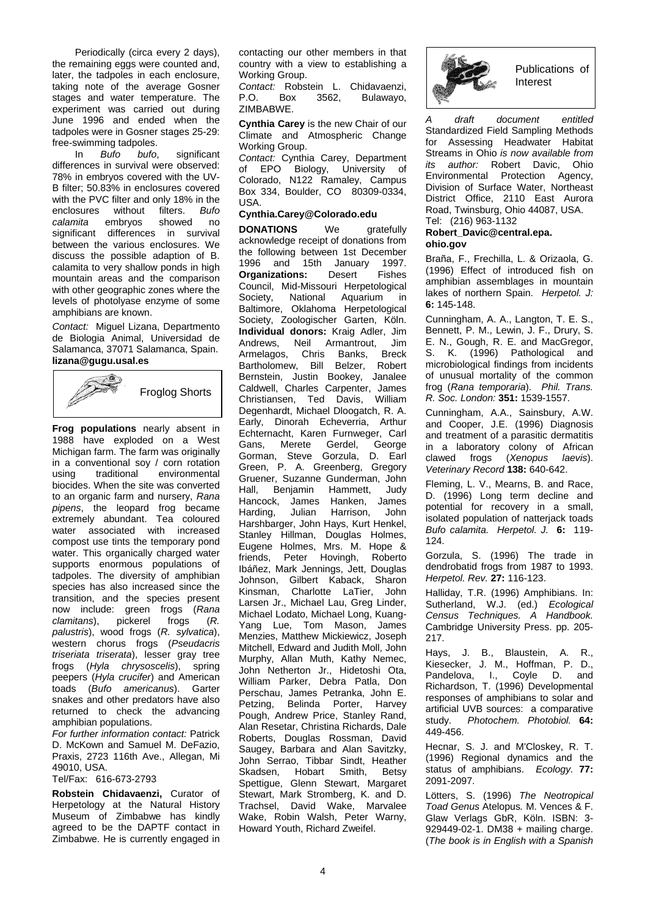Periodically (circa every 2 days), the remaining eggs were counted and, later, the tadpoles in each enclosure, taking note of the average Gosner stages and water temperature. The experiment was carried out during June 1996 and ended when the tadpoles were in Gosner stages 25-29: free-swimming tadpoles.

In *Bufo bufo*, significant differences in survival were observed: 78% in embryos covered with the UV-B filter; 50.83% in enclosures covered with the PVC filter and only 18% in the enclosures without filters. *Bufo calamita* embryos showed no significant differences in survival between the various enclosures. We discuss the possible adaption of B. calamita to very shallow ponds in high mountain areas and the comparison with other geographic zones where the levels of photolyase enzyme of some amphibians are known.

*Contact:* Miguel Lizana, Departmento de Biologia Animal, Universidad de Salamanca, 37071 Salamanca, Spain. **lizana@gugu.usal.es**

## Froglog Shorts

**Frog populations** nearly absent in 1988 have exploded on a West Michigan farm. The farm was originally in a conventional soy / corn rotation using traditional environmental biocides. When the site was converted to an organic farm and nursery, *Rana pipens*, the leopard frog became extremely abundant. Tea coloured water associated with increased compost use tints the temporary pond water. This organically charged water supports enormous populations of tadpoles. The diversity of amphibian species has also increased since the transition, and the species present now include: green frogs (*Rana clamitans*), pickerel frogs (*R. palustris*), wood frogs (*R. sylvatica*), western chorus frogs (*Pseudacris triseriata triserata*), lesser gray tree frogs (*Hyla chrysoscelis*), spring peepers (*Hyla crucifer*) and American toads (*Bufo americanus*). Garter snakes and other predators have also returned to check the advancing amphibian populations.

*For further information contact:* Patrick D. McKown and Samuel M. DeFazio, Praxis, 2723 116th Ave., Allegan, Mi 49010, USA.
Tel/Fax: 616-673-2793

**Robstein Chidavaenzi,** Curator of Herpetology at the Natural History Museum of Zimbabwe has kindly agreed to be the DAPTF contact in Zimbabwe. He is currently engaged in contacting our other members in that country with a view to establishing a Working Group.

*Contact:* Robstein L. Chidavaenzi, P.O. Box 3562, Bulawayo, ZIMBABWE.

**Cynthia Carey** is the new Chair of our Climate and Atmospheric Change Working Group.

*Contact:* Cynthia Carey, Department of EPO Biology, University of Colorado, N122 Ramaley, Campus Box 334, Boulder, CO 80309-0334, USA.
**Cynthia.Carey@Colorado.edu**

**DONATIONS** We gratefully acknowledge receipt of donations from the following between 1st December 1996 and 15th January 1997. **Organizations:** Desert Fishes Council, Mid-Missouri Herpetological Society, National Aquarium in Baltimore, Oklahoma Herpetological Society, Zoologischer Garten, Köln. **Individual donors:** Kraig Adler, Jim Andrews, Neil Armantrout, Jim Armelagos, Chris Banks, Breck Bartholomew, Bill Belzer, Robert Bernstein, Justin Bookey, Janalee Caldwell, Charles Carpenter, James Christiansen, Ted Davis, William Degenhardt, Michael Dloogatch, R. A. Early, Dinorah Echeverria, Arthur Echternacht, Karen Furnweger, Carl Gans, Merete Gerdel, George Gorman, Steve Gorzula, D. Earl Green, P. A. Greenberg, Gregory Gruener, Suzanne Gunderman, John Hall, Benjamin Hammett, Judy Hancock, James Hanken, James Harding, Julian Harrison, John Harshbarger, John Hays, Kurt Henkel, Stanley Hillman, Douglas Holmes, Eugene Holmes, Mrs. M. Hope & friends, Peter Hovingh, Roberto Ibáñez, Mark Jennings, Jett, Douglas Johnson, Gilbert Kaback, Sharon Kinsman, Charlotte LaTier, John Larsen Jr., Michael Lau, Greg Linder, Michael Lodato, Michael Long, Kuang-Yang Lue, Tom Mason, James Menzies, Matthew Mickiewicz, Joseph Mitchell, Edward and Judith Moll, John Murphy, Allan Muth, Kathy Nemec, John Netherton Jr., Hidetoshi Ota, William Parker, Debra Patla, Don Perschau, James Petranka, John E. Petzing, Belinda Porter, Harvey Pough, Andrew Price, Stanley Rand, Alan Resetar, Christina Richards, Dale Roberts, Douglas Rossman, David Saugey, Barbara and Alan Savitzky, John Serrao, Tibbar Sindt, Heather Skadsen, Hobart Smith, Betsy Spettigue, Glenn Stewart, Margaret Stewart, Mark Stromberg, K. and D. Trachsel, David Wake, Marvalee Wake, Robin Walsh, Peter Warny, Howard Youth, Richard Zweifel.

## Publications of Interest

*A draft document entitled* Standardized Field Sampling Methods for Assessing Headwater Habitat Streams in Ohio *is now available from its author:* Robert Davic, Ohio Environmental Protection Agency, Division of Surface Water, Northeast District Office, 2110 East Aurora Road, Twinsburg, Ohio 44087, USA.
Tel: (216) 963-1132
**Robert_Davic@central.epa.ohio.gov**

Braña, F., Frechilla, L. & Orizaola, G. (1996) Effect of introduced fish on amphibian assemblages in mountain lakes of northern Spain. *Herpetol. J:* **6:** 145-148.

Cunningham, A. A., Langton, T. E. S., Bennett, P. M., Lewin, J. F., Drury, S. E. N., Gough, R. E. and MacGregor, S. K. (1996) Pathological and microbiological findings from incidents of unusual mortality of the common frog (*Rana temporaria*). *Phil. Trans. R. Soc. London:* **351:** 1539-1557.

Cunningham, A.A., Sainsbury, A.W. and Cooper, J.E. (1996) Diagnosis and treatment of a parasitic dermatitis in a laboratory colony of African clawed frogs (*Xenopus laevis*). *Veterinary Record* **138:** 640-642.

Fleming, L. V., Mearns, B. and Race, D. (1996) Long term decline and potential for recovery in a small, isolated population of natterjack toads *Bufo calamita. Herpetol. J.* **6:** 119-124.

Gorzula, S. (1996) The trade in dendrobatid frogs from 1987 to 1993. *Herpetol. Rev.* **27:** 116-123.

Halliday, T.R. (1996) Amphibians. In: Sutherland, W.J. (ed.) *Ecological Census Techniques. A Handbook.* Cambridge University Press. pp. 205-217.

Hays, J. B., Blaustein, A. R., Kiesecker, J. M., Hoffman, P. D., Pandelova, I., Coyle D. and Richardson, T. (1996) Developmental responses of amphibians to solar and artificial UVB sources: a comparative study. *Photochem. Photobiol.* **64:** 449-456.

Hecnar, S. J. and M'Closkey, R. T. (1996) Regional dynamics and the status of amphibians. *Ecology.* **77:** 2091-2097.

Lötters, S. (1996) *The Neotropical Toad Genus* Atelopus*.* M. Vences & F. Glaw Verlags GbR, Köln. ISBN: 3-929449-02-1. DM38 + mailing charge. (*The book is in English with a Spanish*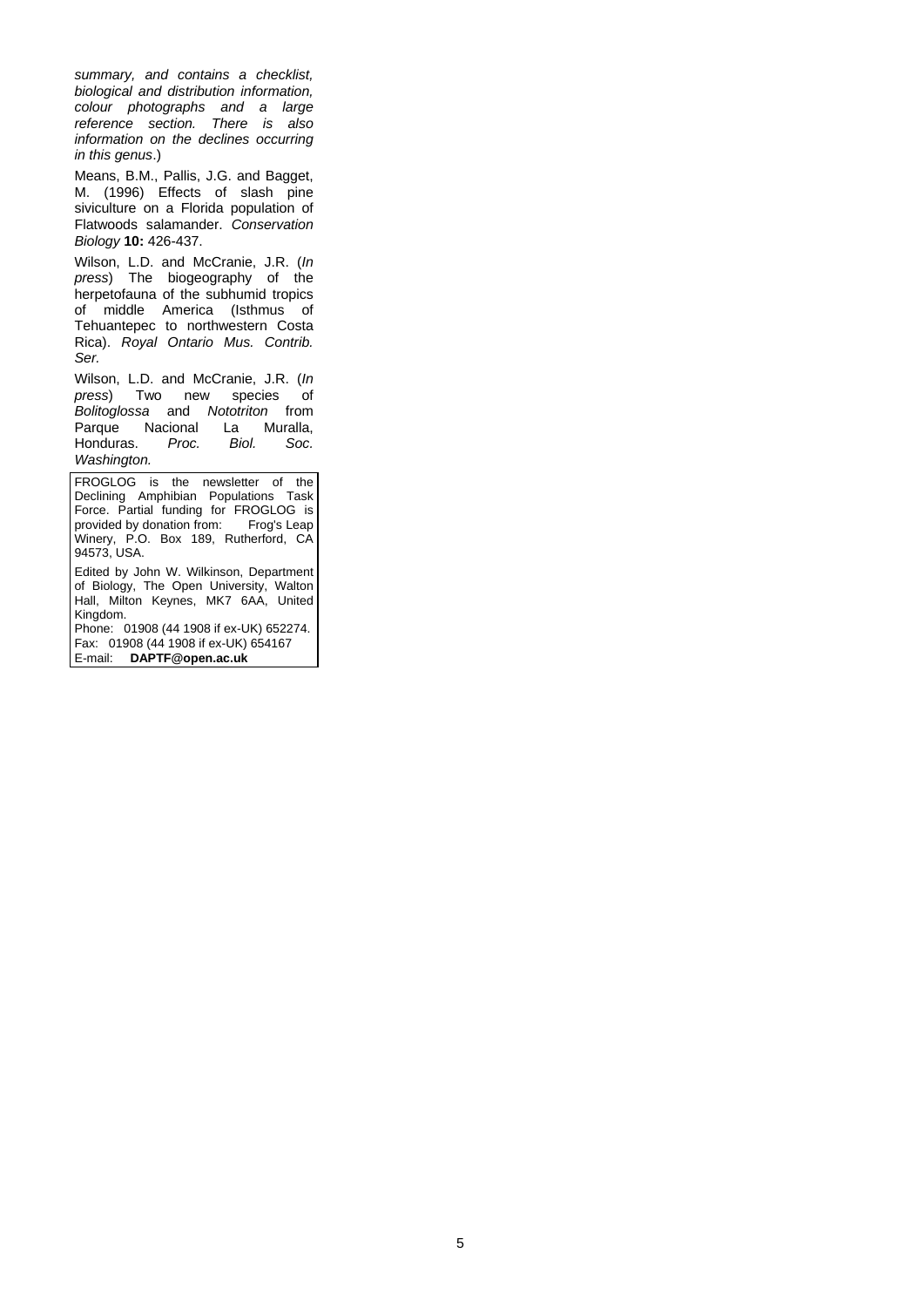*summary, and contains a checklist, biological and distribution information, colour photographs and a large reference section. There is also information on the declines occurring in this genus*.)

Means, B.M., Pallis, J.G. and Bagget, M. (1996) Effects of slash pine siviculture on a Florida population of Flatwoods salamander. *Conservation Biology* **10:** 426-437.

Wilson, L.D. and McCranie, J.R. (*In press*) The biogeography of the herpetofauna of the subhumid tropics of middle America (Isthmus of Tehuantepec to northwestern Costa Rica). *Royal Ontario Mus. Contrib. Ser.*

Wilson, L.D. and McCranie, J.R. (*In press*) Two new species of *Bolitoglossa* and *Nototriton* from Parque Nacional La Muralla, Honduras. *Proc. Biol. Soc. Washington.*

FROGLOG is the newsletter of the Declining Amphibian Populations Task Force. Partial funding for FROGLOG is provided by donation from: Frog's Leap Winery, P.O. Box 189, Rutherford, CA 94573, USA.

Edited by John W. Wilkinson, Department of Biology, The Open University, Walton Hall, Milton Keynes, MK7 6AA, United Kingdom.
Phone: 01908 (44 1908 if ex-UK) 652274.
Fax: 01908 (44 1908 if ex-UK) 654167
E-mail: **DAPTF@open.ac.uk**